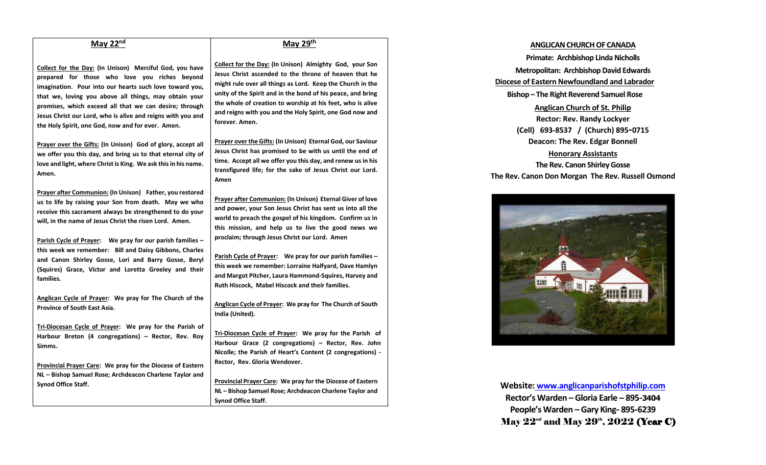## May 22nd

**Collect for the Day: (In Unison) Merciful God, you have prepared for those who love you riches beyond imagination. Pour into our hearts such love toward you, that we, loving you above all things, may obtain your promises, which exceed all that we can desire; through Jesus Christ our Lord, who is alive and reigns with you and the Holy Spirit, one God, now and for ever. Amen.**

**Prayer over the Gifts: (In Unison) God of glory, accept all we offer you this day, and bring us to that eternal city of love and light, where Christ is King. We ask this in his name. Amen.**

**Prayer after Communion: (In Unison) Father, you restored us to life by raising your Son from death. May we who receive this sacrament always be strengthened to do your will, in the name of Jesus Christ the risen Lord. Amen.**

**Parish Cycle of Prayer: We pray for our parish families – this week we remember: Bill and Daisy Gibbons, Charles and Canon Shirley Gosse, Lori and Barry Gosse, Beryl (Squires) Grace, Victor and Loretta Greeley and their families.**

**Anglican Cycle of Prayer: We pray for The Church of the Province of South East Asia.**

**Tri-Diocesan Cycle of Prayer: We pray for the Parish of Harbour Breton (4 congregations) – Rector, Rev. Roy Simms.**

**Provincial Prayer Care: We pray for the Diocese of Eastern NL – Bishop Samuel Rose; Archdeacon Charlene Taylor and Synod Office Staff.**

## May 29th

**Collect for the Day: (In Unison) Almighty God, your Son Jesus Christ ascended to the throne of heaven that he might rule over all things as Lord. Keep the Church in the unity of the Spirit and in the bond of his peace, and bring the whole of creation to worship at his feet, who is alive and reigns with you and the Holy Spirit, one God now and forever. Amen.**

**Prayer over the Gifts: (In Unison) Eternal God, our Saviour Jesus Christ has promised to be with us until the end of time. Accept all we offer you this day, and renew us in his transfigured life; for the sake of Jesus Christ our Lord. Amen**

**Prayer after Communion: (In Unison) Eternal Giver of love and power, your Son Jesus Christ has sent us into all the world to preach the gospel of his kingdom. Confirm us in this mission, and help us to live the good news we proclaim; through Jesus Christ our Lord. Amen**

**Parish Cycle of Prayer: We pray for our parish families – this week we remember: Lorraine Halfyard, Dave Hamlyn and Margot Pitcher, Laura Hammond-Squires, Harvey and Ruth Hiscock, Mabel Hiscock and their families.**

**Anglican Cycle of Prayer: We pray for The Church of South India (United).**

**Tri-Diocesan Cycle of Prayer: We pray for the Parish of Harbour Grace (2 congregations) – Rector, Rev. John Nicolle; the Parish of Heart's Content (2 congregations) - Rector, Rev. Gloria Wendover.**

**Provincial Prayer Care: We pray for the Diocese of Eastern NL – Bishop Samuel Rose; Archdeacon Charlene Taylor and Synod Office Staff.**

**ANGLICAN CHURCH OF CANADA**

**Primate: Archbishop Linda Nicholls**

**Metropolitan: Archbishop David Edwards**

**Diocese of Eastern Newfoundland and Labrador**

**Bishop – The Right Reverend Samuel Rose**

**Anglican Church of St. Philip**

**Rector: Rev. Randy Lockyer**

**(Cell) 693-8537 / (Church) 895-0715**

**Deacon: The Rev. Edgar Bonnell**

**Honorary Assistants**

**The Rev. Canon Shirley Gosse**

**The Rev. Canon Don Morgan The Rev. Russell Osmond**

**Website: www.anglicanparishofstphilip.com**

**Rector's Warden – Gloria Earle – 895-3404**

**People's Warden – Gary King- 895-6239**

**May 22nd and May 29th, 2022 (Year C)**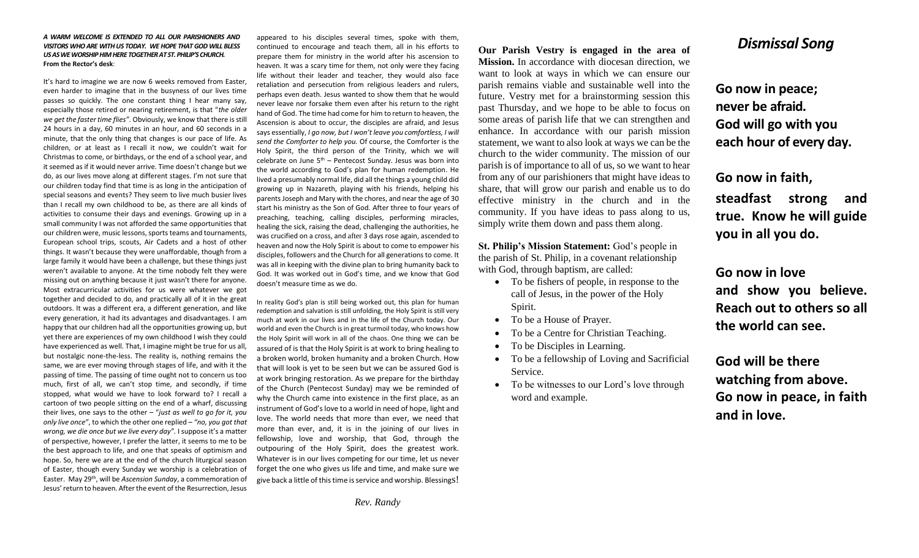***A WARM WELCOME IS EXTENDED TO ALL OUR PARISHIONERS AND VISITORS WHO ARE WITH US TODAY. WE HOPE THAT GOD WILL BLESS US AS WE WORSHIP HIM HERE TOGETHER AT ST. PHILIP'S CHURCH.***

**From the Rector's desk**:

It's hard to imagine we are now 6 weeks removed from Easter, even harder to imagine that in the busyness of our lives time passes so quickly. The one constant thing I hear many say, especially those retired or nearing retirement, is that "*the older we get the faster time flies*". Obviously, we know that there is still 24 hours in a day, 60 minutes in an hour, and 60 seconds in a minute, that the only thing that changes is our pace of life. As children, or at least as I recall it now, we couldn't wait for Christmas to come, or birthdays, or the end of a school year, and it seemed as if it would never arrive. Time doesn't change but we do, as our lives move along at different stages. I'm not sure that our children today find that time is as long in the anticipation of special seasons and events? They seem to live much busier lives than I recall my own childhood to be, as there are all kinds of activities to consume their days and evenings. Growing up in a small community I was not afforded the same opportunities that our children were, music lessons, sports teams and tournaments, European school trips, scouts, Air Cadets and a host of other things. It wasn't because they were unaffordable, though from a large family it would have been a challenge, but these things just weren't available to anyone. At the time nobody felt they were missing out on anything because it just wasn't there for anyone. Most extracurricular activities for us were whatever we got together and decided to do, and practically all of it in the great outdoors. It was a different era, a different generation, and like every generation, it had its advantages and disadvantages. I am happy that our children had all the opportunities growing up, but yet there are experiences of my own childhood I wish they could have experienced as well. That, I imagine might be true for us all, but nostalgic none-the-less. The reality is, nothing remains the same, we are ever moving through stages of life, and with it the passing of time. The passing of time ought not to concern us too much, first of all, we can't stop time, and secondly, if time stopped, what would we have to look forward to? I recall a cartoon of two people sitting on the end of a wharf, discussing their lives, one says to the other – "*just as well to go for it, you only live once*", to which the other one replied – *"no, you got that wrong, we die once but we live every day"*. I suppose it's a matter of perspective, however, I prefer the latter, it seems to me to be the best approach to life, and one that speaks of optimism and hope. So, here we are at the end of the church liturgical season of Easter, though every Sunday we worship is a celebration of Easter. May 29th, will be *Ascension Sunday*, a commemoration of Jesus' return to heaven. After the event of the Resurrection, Jesus appeared to his disciples several times, spoke with them, continued to encourage and teach them, all in his efforts to prepare them for ministry in the world after his ascension to heaven. It was a scary time for them, not only were they facing life without their leader and teacher, they would also face retaliation and persecution from religious leaders and rulers, perhaps even death. Jesus wanted to show them that he would never leave nor forsake them even after his return to the right hand of God. The time had come for him to return to heaven, the Ascension is about to occur, the disciples are afraid, and Jesus says essentially, *I go now, but I won't leave you comfortless, I will send the Comforter to help you.* Of course, the Comforter is the Holy Spirit, the third person of the Trinity, which we will celebrate on June 5th – Pentecost Sunday. Jesus was born into the world according to God's plan for human redemption. He lived a presumably normal life, did all the things a young child did growing up in Nazareth, playing with his friends, helping his parents Joseph and Mary with the chores, and near the age of 30 start his ministry as the Son of God. After three to four years of preaching, teaching, calling disciples, performing miracles, healing the sick, raising the dead, challenging the authorities, he was crucified on a cross, and after 3 days rose again, ascended to heaven and now the Holy Spirit is about to come to empower his disciples, followers and the Church for all generations to come. It was all in keeping with the divine plan to bring humanity back to God. It was worked out in God's time, and we know that God doesn't measure time as we do.

In reality God's plan is still being worked out, this plan for human redemption and salvation is still unfolding, the Holy Spirit is still very much at work in our lives and in the life of the Church today. Our world and even the Church is in great turmoil today, who knows how the Holy Spirit will work in all of the chaos. One thing we can be assured of is that the Holy Spirit is at work to bring healing to a broken world, broken humanity and a broken Church. How that will look is yet to be seen but we can be assured God is at work bringing restoration. As we prepare for the birthday of the Church (Pentecost Sunday) may we be reminded of why the Church came into existence in the first place, as an instrument of God's love to a world in need of hope, light and love. The world needs that more than ever, we need that more than ever, and, it is in the joining of our lives in fellowship, love and worship, that God, through the outpouring of the Holy Spirit, does the greatest work. Whatever is in our lives competing for our time, let us never forget the one who gives us life and time, and make sure we give back a little of this time is service and worship. Blessings!

*Rev. Randy*

**Our Parish Vestry is engaged in the area of Mission.** In accordance with diocesan direction, we want to look at ways in which we can ensure our parish remains viable and sustainable well into the future. Vestry met for a brainstorming session this past Thursday, and we hope to be able to focus on some areas of parish life that we can strengthen and enhance. In accordance with our parish mission statement, we want to also look at ways we can be the church to the wider community. The mission of our parish is of importance to all of us, so we want to hear from any of our parishioners that might have ideas to share, that will grow our parish and enable us to do effective ministry in the church and in the community. If you have ideas to pass along to us, simply write them down and pass them along.

**St. Philip's Mission Statement:** God's people in the parish of St. Philip, in a covenant relationship with God, through baptism, are called:

- To be fishers of people, in response to the call of Jesus, in the power of the Holy Spirit.
- To be a House of Prayer.
- To be a Centre for Christian Teaching.
- To be Disciples in Learning.
- To be a fellowship of Loving and Sacrificial Service.
- To be witnesses to our Lord's love through word and example.

# *Dismissal Song*

**Go now in peace;**
**never be afraid.**
**God will go with you**
**each hour of every day.**

**Go now in faith,**
**steadfast strong and true. Know he will guide you in all you do.**

**Go now in love**
**and show you believe. Reach out to others so all the world can see.**

**God will be there**
**watching from above.**
**Go now in peace, in faith and in love.**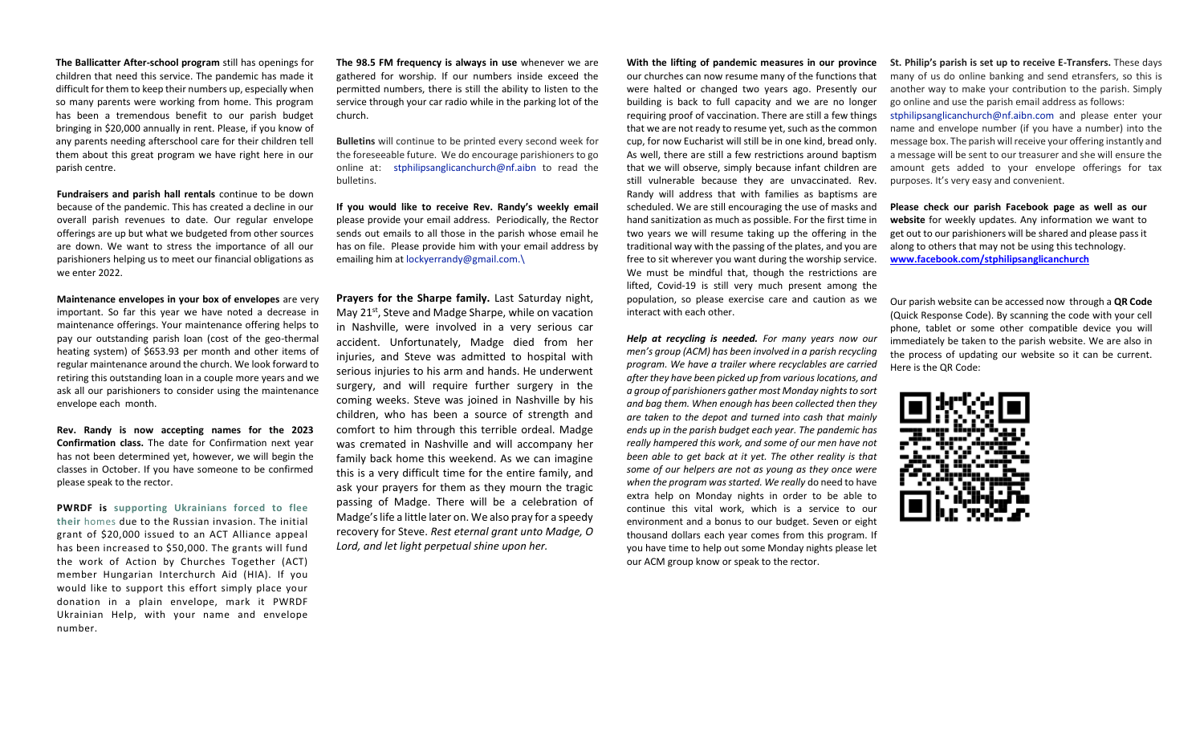**The Ballicatter After-school program** still has openings for children that need this service. The pandemic has made it difficult for them to keep their numbers up, especially when so many parents were working from home. This program has been a tremendous benefit to our parish budget bringing in $20,000 annually in rent. Please, if you know of any parents needing afterschool care for their children tell them about this great program we have right here in our parish centre.

**Fundraisers and parish hall rentals** continue to be down because of the pandemic. This has created a decline in our overall parish revenues to date. Our regular envelope offerings are up but what we budgeted from other sources are down. We want to stress the importance of all our parishioners helping us to meet our financial obligations as we enter 2022.

**Maintenance envelopes in your box of envelopes** are very important. So far this year we have noted a decrease in maintenance offerings. Your maintenance offering helps to pay our outstanding parish loan (cost of the geo-thermal heating system) of $653.93 per month and other items of regular maintenance around the church. We look forward to retiring this outstanding loan in a couple more years and we ask all our parishioners to consider using the maintenance envelope each month.

**Rev. Randy is now accepting names for the 2023 Confirmation class.** The date for Confirmation next year has not been determined yet, however, we will begin the classes in October. If you have someone to be confirmed please speak to the rector.

**PWRDF is supporting Ukrainians forced to flee their homes** due to the Russian invasion. The initial grant of $20,000 issued to an ACT Alliance appeal has been increased to $50,000. The grants will fund the work of Action by Churches Together (ACT) member Hungarian Interchurch Aid (HIA). If you would like to support this effort simply place your donation in a plain envelope, mark it PWRDF Ukrainian Help, with your name and envelope number.

**The 98.5 FM frequency is always in use** whenever we are gathered for worship. If our numbers inside exceed the permitted numbers, there is still the ability to listen to the service through your car radio while in the parking lot of the church.

**Bulletins** will continue to be printed every second week for the foreseeable future. We do encourage parishioners to go online at: stphilipsanglicanchurch@nf.aibn to read the bulletins.

**If you would like to receive Rev. Randy's weekly email** please provide your email address. Periodically, the Rector sends out emails to all those in the parish whose email he has on file. Please provide him with your email address by emailing him at lockyerrandy@gmail.com.\

**Prayers for the Sharpe family.** Last Saturday night, May 21st, Steve and Madge Sharpe, while on vacation in Nashville, were involved in a very serious car accident. Unfortunately, Madge died from her injuries, and Steve was admitted to hospital with serious injuries to his arm and hands. He underwent surgery, and will require further surgery in the coming weeks. Steve was joined in Nashville by his children, who has been a source of strength and comfort to him through this terrible ordeal. Madge was cremated in Nashville and will accompany her family back home this weekend. As we can imagine this is a very difficult time for the entire family, and ask your prayers for them as they mourn the tragic passing of Madge. There will be a celebration of Madge's life a little later on. We also pray for a speedy recovery for Steve. *Rest eternal grant unto Madge, O Lord, and let light perpetual shine upon her.*

**With the lifting of pandemic measures in our province** our churches can now resume many of the functions that were halted or changed two years ago. Presently our building is back to full capacity and we are no longer requiring proof of vaccination. There are still a few things that we are not ready to resume yet, such as the common cup, for now Eucharist will still be in one kind, bread only. As well, there are still a few restrictions around baptism that we will observe, simply because infant children are still vulnerable because they are unvaccinated. Rev. Randy will address that with families as baptisms are scheduled. We are still encouraging the use of masks and hand sanitization as much as possible. For the first time in two years we will resume taking up the offering in the traditional way with the passing of the plates, and you are free to sit wherever you want during the worship service. We must be mindful that, though the restrictions are lifted, Covid-19 is still very much present among the population, so please exercise care and caution as we interact with each other.

***Help at recycling is needed.*** *For many years now our men's group (ACM) has been involved in a parish recycling program. We have a trailer where recyclables are carried after they have been picked up from various locations, and a group of parishioners gather most Monday nights to sort and bag them. When enough has been collected then they are taken to the depot and turned into cash that mainly ends up in the parish budget each year. The pandemic has really hampered this work, and some of our men have not been able to get back at it yet. The other reality is that some of our helpers are not as young as they once were when the program was started. We really* do need to have extra help on Monday nights in order to be able to continue this vital work, which is a service to our environment and a bonus to our budget. Seven or eight thousand dollars each year comes from this program. If you have time to help out some Monday nights please let our ACM group know or speak to the rector.

**St. Philip's parish is set up to receive E-Transfers.** These days many of us do online banking and send etransfers, so this is another way to make your contribution to the parish. Simply go online and use the parish email address as follows: stphilipsanglicanchurch@nf.aibn.com and please enter your name and envelope number (if you have a number) into the message box. The parish will receive your offering instantly and a message will be sent to our treasurer and she will ensure the amount gets added to your envelope offerings for tax purposes. It's very easy and convenient.

**Please check our parish Facebook page as well as our website** for weekly updates. Any information we want to get out to our parishioners will be shared and please pass it along to others that may not be using this technology. **www.facebook.com/stphilipsanglicanchurch**

Our parish website can be accessed now through a **QR Code** (Quick Response Code). By scanning the code with your cell phone, tablet or some other compatible device you will immediately be taken to the parish website. We are also in the process of updating our website so it can be current. Here is the QR Code: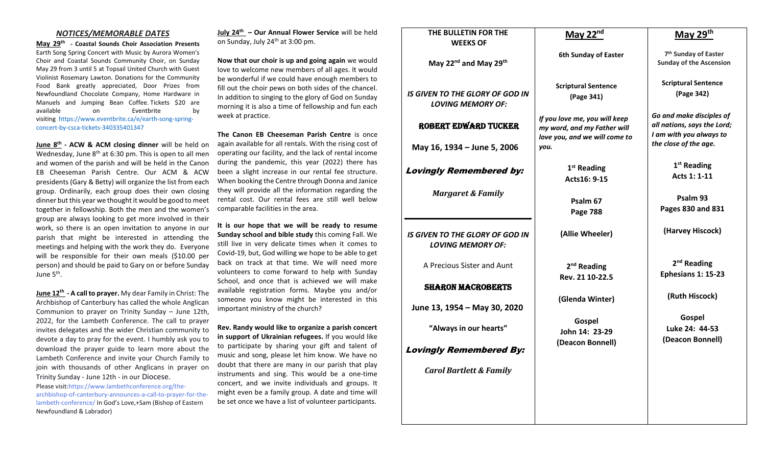## *NOTICES/MEMORABLE DATES*

**May 29th - Coastal Sounds Choir Association Presents** Earth Song Spring Concert with Music by Aurora Women's Choir and Coastal Sounds Community Choir, on Sunday May 29 from 3 until 5 at Topsail United Church with Guest Violinist Rosemary Lawton. Donations for the Community Food Bank greatly appreciated, Door Prizes from Newfoundland Chocolate Company, Home Hardware in Manuels and Jumping Bean Coffee. Tickets $20 are available on Eventbrite by visiting https://www.eventbrite.ca/e/earth-song-spring-concert-by-csca-tickets-340335401347

**June 8th - ACW & ACM closing dinner** will be held on Wednesday, June 8th at 6:30 pm. This is open to all men and women of the parish and will be held in the Canon EB Cheeseman Parish Centre. Our ACM & ACW presidents (Gary & Betty) will organize the list from each group. Ordinarily, each group does their own closing dinner but this year we thought it would be good to meet together in fellowship. Both the men and the women's group are always looking to get more involved in their work, so there is an open invitation to anyone in our parish that might be interested in attending the meetings and helping with the work they do. Everyone will be responsible for their own meals ($10.00 per person) and should be paid to Gary on or before Sunday June 5th.

**June 12th - A call to prayer.** My dear Family in Christ: The Archbishop of Canterbury has called the whole Anglican Communion to prayer on Trinity Sunday – June 12th, 2022, for the Lambeth Conference. The call to prayer invites delegates and the wider Christian community to devote a day to pray for the event. I humbly ask you to download the prayer guide to learn more about the Lambeth Conference and invite your Church Family to join with thousands of other Anglicans in prayer on Trinity Sunday - June 12th - in our Diocese.

Please visit:https://www.lambethconference.org/the-archbishop-of-canterbury-announces-a-call-to-prayer-for-the-lambeth-conference/ In God's Love,+Sam (Bishop of Eastern Newfoundland & Labrador)

**July 24th – Our Annual Flower Service** will be held on Sunday, July 24th at 3:00 pm.

**Now that our choir is up and going again** we would love to welcome new members of all ages. It would be wonderful if we could have enough members to fill out the choir pews on both sides of the chancel. In addition to singing to the glory of God on Sunday morning it is also a time of fellowship and fun each week at practice.

**The Canon EB Cheeseman Parish Centre** is once again available for all rentals. With the rising cost of operating our facility, and the lack of rental income during the pandemic, this year (2022) there has been a slight increase in our rental fee structure. When booking the Centre through Donna and Janice they will provide all the information regarding the rental cost. Our rental fees are still well below comparable facilities in the area.

**It is our hope that we will be ready to resume Sunday school and bible study** this coming Fall. We still live in very delicate times when it comes to Covid-19, but, God willing we hope to be able to get back on track at that time. We will need more volunteers to come forward to help with Sunday School, and once that is achieved we will make available registration forms. Maybe you and/or someone you know might be interested in this important ministry of the church?

**Rev. Randy would like to organize a parish concert in support of Ukrainian refugees.** If you would like to participate by sharing your gift and talent of music and song, please let him know. We have no doubt that there are many in our parish that play instruments and sing. This would be a one-time concert, and we invite individuals and groups. It might even be a family group. A date and time will be set once we have a list of volunteer participants.

**THE BULLETIN FOR THE WEEKS OF**

**May 22nd and May 29th**

***IS GIVEN TO THE GLORY OF GOD IN LOVING MEMORY OF:***

**ROBERT EDWARD TUCKER**

**May 16, 1934 – June 5, 2006**

***Lovingly Remembered by:***

***Margaret & Family***

---

***IS GIVEN TO THE GLORY OF GOD IN LOVING MEMORY OF:***

A Precious Sister and Aunt

**SHARON MACROBERTS**

**June 13, 1954 – May 30, 2020**

**"Always in our hearts"**

***Lovingly Remembered By:***

***Carol Bartlett & Family***

| May 22nd | May 29th |
|---|---|
| **6th Sunday of Easter** | **7th Sunday of Easter Sunday of the Ascension** |
| **Scriptural Sentence (Page 341)** | **Scriptural Sentence (Page 342)** |
| ***If you love me, you will keep my word, and my Father will love you, and we will come to you.*** | ***Go and make disciples of all nations, says the Lord; I am with you always to the close of the age.*** |
| **1st Reading Acts16: 9-15** | **1st Reading Acts 1: 1-11** |
| **Psalm 67 Page 788** | **Psalm 93 Pages 830 and 831** |
| **(Allie Wheeler)** | **(Harvey Hiscock)** |
| **2nd Reading Rev. 21 10-22.5** | **2nd Reading Ephesians 1: 15-23** |
| **(Glenda Winter)** | **(Ruth Hiscock)** |
| **Gospel John 14: 23-29 (Deacon Bonnell)** | **Gospel Luke 24: 44-53 (Deacon Bonnell)** |